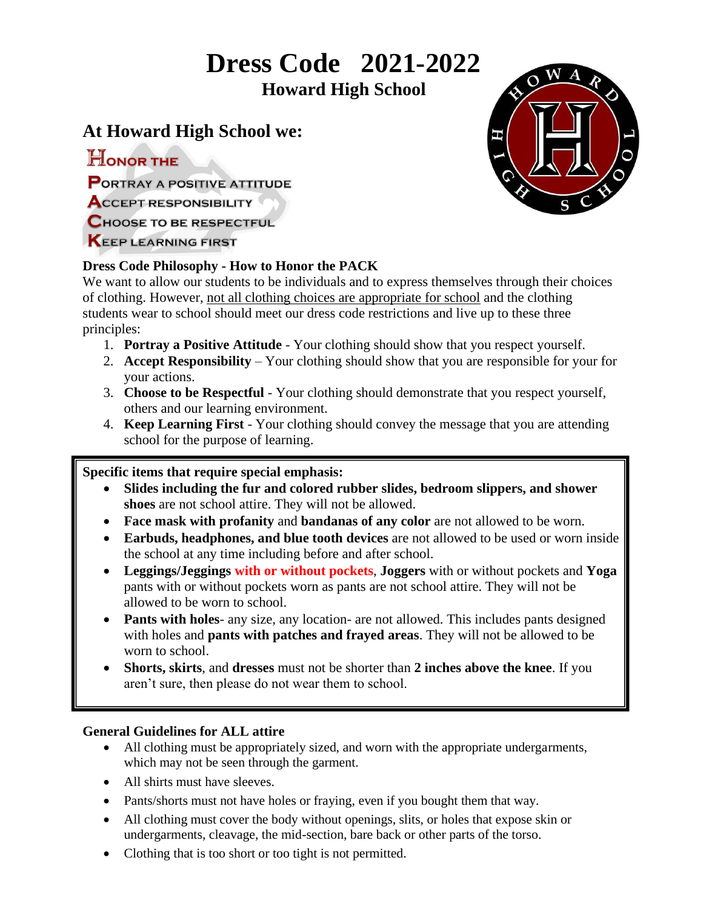# Dress Code 2021-2022

## Howard High School

## At Howard High School we:

**H**ONOR THE
**P**ORTRAY A POSITIVE ATTITUDE
**A**CCEPT RESPONSIBILITY
**C**HOOSE TO BE RESPECTFUL
**K**EEP LEARNING FIRST

### Dress Code Philosophy - How to Honor the PACK

We want to allow our students to be individuals and to express themselves through their choices of clothing. However, not all clothing choices are appropriate for school and the clothing students wear to school should meet our dress code restrictions and live up to these three principles:

1. **Portray a Positive Attitude** - Your clothing should show that you respect yourself.
2. **Accept Responsibility** – Your clothing should show that you are responsible for your for your actions.
3. **Choose to be Respectful** - Your clothing should demonstrate that you respect yourself, others and our learning environment.
4. **Keep Learning First** - Your clothing should convey the message that you are attending school for the purpose of learning.

**Specific items that require special emphasis:**

- **Slides including the fur and colored rubber slides, bedroom slippers, and shower shoes** are not school attire. They will not be allowed.
- **Face mask with profanity** and **bandanas of any color** are not allowed to be worn.
- **Earbuds, headphones, and blue tooth devices** are not allowed to be used or worn inside the school at any time including before and after school.
- **Leggings/Jeggings** **with or without pockets**, **Joggers** with or without pockets and **Yoga** pants with or without pockets worn as pants are not school attire. They will not be allowed to be worn to school.
- **Pants with holes**- any size, any location- are not allowed. This includes pants designed with holes and **pants with patches and frayed areas**. They will not be allowed to be worn to school.
- **Shorts, skirts**, and **dresses** must not be shorter than **2 inches above the knee**. If you aren't sure, then please do not wear them to school.

### General Guidelines for ALL attire

- All clothing must be appropriately sized, and worn with the appropriate undergarments, which may not be seen through the garment.
- All shirts must have sleeves.
- Pants/shorts must not have holes or fraying, even if you bought them that way.
- All clothing must cover the body without openings, slits, or holes that expose skin or undergarments, cleavage, the mid-section, bare back or other parts of the torso.
- Clothing that is too short or too tight is not permitted.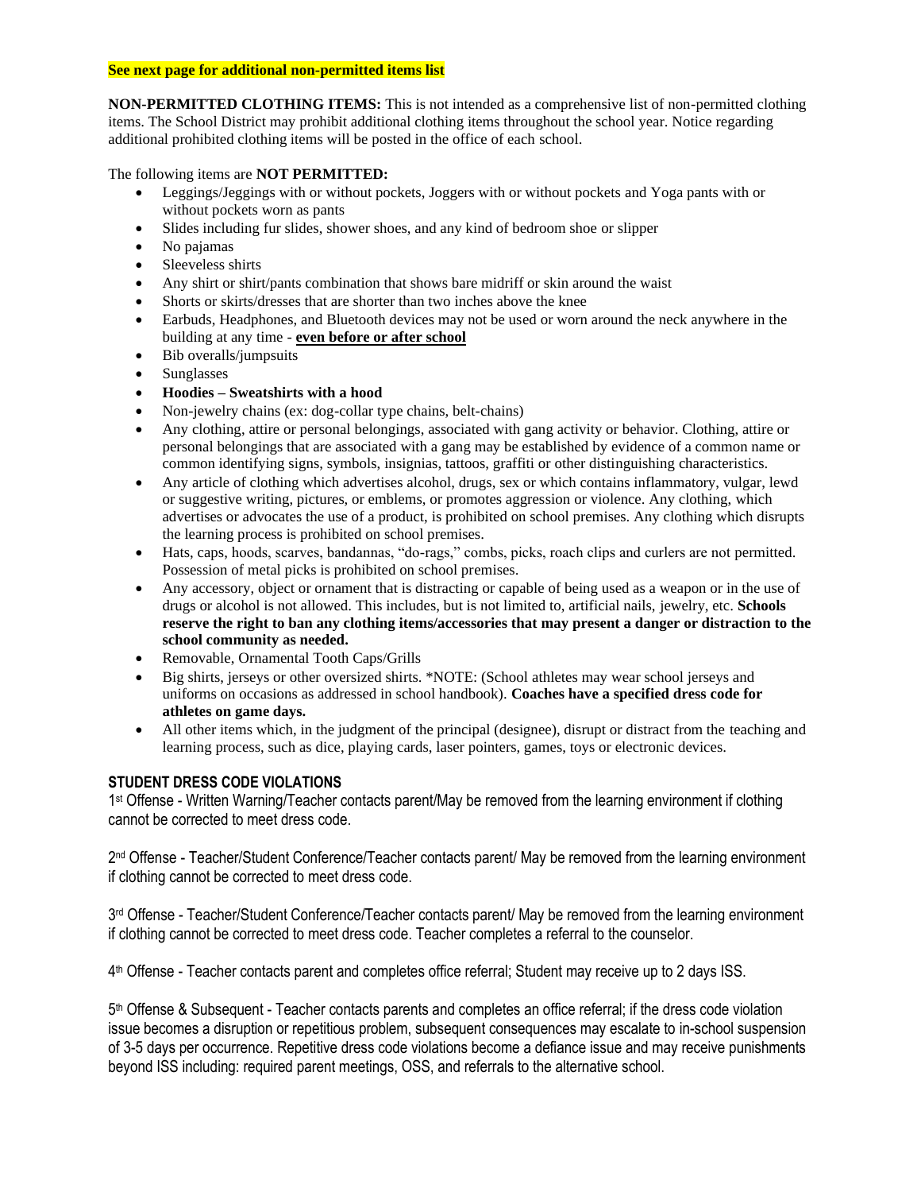**See next page for additional non-permitted items list**

**NON-PERMITTED CLOTHING ITEMS:** This is not intended as a comprehensive list of non-permitted clothing items. The School District may prohibit additional clothing items throughout the school year. Notice regarding additional prohibited clothing items will be posted in the office of each school.

The following items are **NOT PERMITTED:**

- Leggings/Jeggings with or without pockets, Joggers with or without pockets and Yoga pants with or without pockets worn as pants
- Slides including fur slides, shower shoes, and any kind of bedroom shoe or slipper
- No pajamas
- Sleeveless shirts
- Any shirt or shirt/pants combination that shows bare midriff or skin around the waist
- Shorts or skirts/dresses that are shorter than two inches above the knee
- Earbuds, Headphones, and Bluetooth devices may not be used or worn around the neck anywhere in the building at any time - **even before or after school**
- Bib overalls/jumpsuits
- Sunglasses
- **Hoodies – Sweatshirts with a hood**
- Non-jewelry chains (ex: dog-collar type chains, belt-chains)
- Any clothing, attire or personal belongings, associated with gang activity or behavior. Clothing, attire or personal belongings that are associated with a gang may be established by evidence of a common name or common identifying signs, symbols, insignias, tattoos, graffiti or other distinguishing characteristics.
- Any article of clothing which advertises alcohol, drugs, sex or which contains inflammatory, vulgar, lewd or suggestive writing, pictures, or emblems, or promotes aggression or violence. Any clothing, which advertises or advocates the use of a product, is prohibited on school premises. Any clothing which disrupts the learning process is prohibited on school premises.
- Hats, caps, hoods, scarves, bandannas, "do-rags," combs, picks, roach clips and curlers are not permitted. Possession of metal picks is prohibited on school premises.
- Any accessory, object or ornament that is distracting or capable of being used as a weapon or in the use of drugs or alcohol is not allowed. This includes, but is not limited to, artificial nails, jewelry, etc. **Schools reserve the right to ban any clothing items/accessories that may present a danger or distraction to the school community as needed.**
- Removable, Ornamental Tooth Caps/Grills
- Big shirts, jerseys or other oversized shirts. *NOTE: (School athletes may wear school jerseys and uniforms on occasions as addressed in school handbook). **Coaches have a specified dress code for athletes on game days.**
- All other items which, in the judgment of the principal (designee), disrupt or distract from the teaching and learning process, such as dice, playing cards, laser pointers, games, toys or electronic devices.

**STUDENT DRESS CODE VIOLATIONS**

1st Offense - Written Warning/Teacher contacts parent/May be removed from the learning environment if clothing cannot be corrected to meet dress code.

2nd Offense - Teacher/Student Conference/Teacher contacts parent/ May be removed from the learning environment if clothing cannot be corrected to meet dress code.

3rd Offense - Teacher/Student Conference/Teacher contacts parent/ May be removed from the learning environment if clothing cannot be corrected to meet dress code. Teacher completes a referral to the counselor.

4th Offense - Teacher contacts parent and completes office referral; Student may receive up to 2 days ISS.

5th Offense & Subsequent - Teacher contacts parents and completes an office referral; if the dress code violation issue becomes a disruption or repetitious problem, subsequent consequences may escalate to in-school suspension of 3-5 days per occurrence. Repetitive dress code violations become a defiance issue and may receive punishments beyond ISS including: required parent meetings, OSS, and referrals to the alternative school.